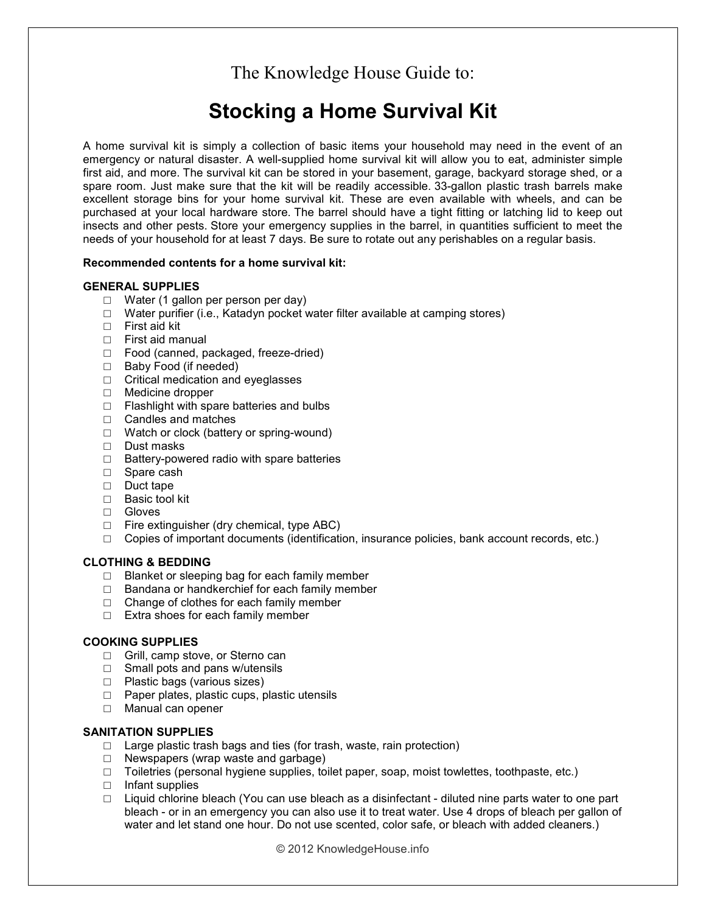The Knowledge House Guide to:

# Stocking a Home Survival Kit

A home survival kit is simply a collection of basic items your household may need in the event of an emergency or natural disaster. A well-supplied home survival kit will allow you to eat, administer simple first aid, and more. The survival kit can be stored in your basement, garage, backyard storage shed, or a spare room. Just make sure that the kit will be readily accessible. 33-gallon plastic trash barrels make excellent storage bins for your home survival kit. These are even available with wheels, and can be purchased at your local hardware store. The barrel should have a tight fitting or latching lid to keep out insects and other pests. Store your emergency supplies in the barrel, in quantities sufficient to meet the needs of your household for at least 7 days. Be sure to rotate out any perishables on a regular basis.

**Recommended contents for a home survival kit:**

**GENERAL SUPPLIES**

- ☐ Water (1 gallon per person per day)
- ☐ Water purifier (i.e., Katadyn pocket water filter available at camping stores)
- ☐ First aid kit
- ☐ First aid manual
- ☐ Food (canned, packaged, freeze-dried)
- ☐ Baby Food (if needed)
- ☐ Critical medication and eyeglasses
- ☐ Medicine dropper
- ☐ Flashlight with spare batteries and bulbs
- ☐ Candles and matches
- ☐ Watch or clock (battery or spring-wound)
- ☐ Dust masks
- ☐ Battery-powered radio with spare batteries
- ☐ Spare cash
- ☐ Duct tape
- ☐ Basic tool kit
- ☐ Gloves
- ☐ Fire extinguisher (dry chemical, type ABC)
- ☐ Copies of important documents (identification, insurance policies, bank account records, etc.)

**CLOTHING & BEDDING**

- ☐ Blanket or sleeping bag for each family member
- ☐ Bandana or handkerchief for each family member
- ☐ Change of clothes for each family member
- ☐ Extra shoes for each family member

**COOKING SUPPLIES**

- ☐ Grill, camp stove, or Sterno can
- ☐ Small pots and pans w/utensils
- ☐ Plastic bags (various sizes)
- ☐ Paper plates, plastic cups, plastic utensils
- ☐ Manual can opener

**SANITATION SUPPLIES**

- ☐ Large plastic trash bags and ties (for trash, waste, rain protection)
- ☐ Newspapers (wrap waste and garbage)
- ☐ Toiletries (personal hygiene supplies, toilet paper, soap, moist towlettes, toothpaste, etc.)
- ☐ Infant supplies
- ☐ Liquid chlorine bleach (You can use bleach as a disinfectant - diluted nine parts water to one part bleach - or in an emergency you can also use it to treat water. Use 4 drops of bleach per gallon of water and let stand one hour. Do not use scented, color safe, or bleach with added cleaners.)

© 2012 KnowledgeHouse.info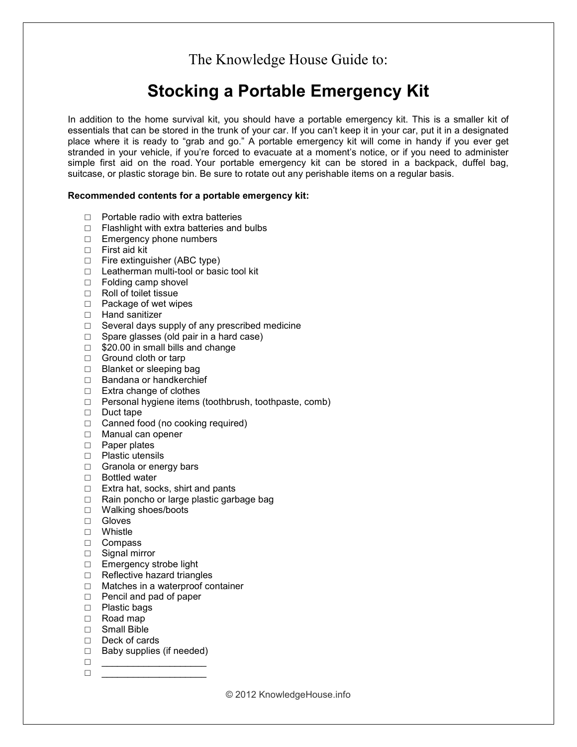The Knowledge House Guide to:

# Stocking a Portable Emergency Kit

In addition to the home survival kit, you should have a portable emergency kit. This is a smaller kit of essentials that can be stored in the trunk of your car. If you can't keep it in your car, put it in a designated place where it is ready to "grab and go." A portable emergency kit will come in handy if you ever get stranded in your vehicle, if you're forced to evacuate at a moment's notice, or if you need to administer simple first aid on the road. Your portable emergency kit can be stored in a backpack, duffel bag, suitcase, or plastic storage bin. Be sure to rotate out any perishable items on a regular basis.

**Recommended contents for a portable emergency kit:**

- ☐ Portable radio with extra batteries
- ☐ Flashlight with extra batteries and bulbs
- ☐ Emergency phone numbers
- ☐ First aid kit
- ☐ Fire extinguisher (ABC type)
- ☐ Leatherman multi-tool or basic tool kit
- ☐ Folding camp shovel
- ☐ Roll of toilet tissue
- ☐ Package of wet wipes
- ☐ Hand sanitizer
- ☐ Several days supply of any prescribed medicine
- ☐ Spare glasses (old pair in a hard case)
- ☐ $20.00 in small bills and change
- ☐ Ground cloth or tarp
- ☐ Blanket or sleeping bag
- ☐ Bandana or handkerchief
- ☐ Extra change of clothes
- ☐ Personal hygiene items (toothbrush, toothpaste, comb)
- ☐ Duct tape
- ☐ Canned food (no cooking required)
- ☐ Manual can opener
- ☐ Paper plates
- ☐ Plastic utensils
- ☐ Granola or energy bars
- ☐ Bottled water
- ☐ Extra hat, socks, shirt and pants
- ☐ Rain poncho or large plastic garbage bag
- ☐ Walking shoes/boots
- ☐ Gloves
- ☐ Whistle
- ☐ Compass
- ☐ Signal mirror
- ☐ Emergency strobe light
- ☐ Reflective hazard triangles
- ☐ Matches in a waterproof container
- ☐ Pencil and pad of paper
- ☐ Plastic bags
- ☐ Road map
- ☐ Small Bible
- ☐ Deck of cards
- ☐ Baby supplies (if needed)
- ☐ ____________________
- ☐ ____________________

© 2012 KnowledgeHouse.info